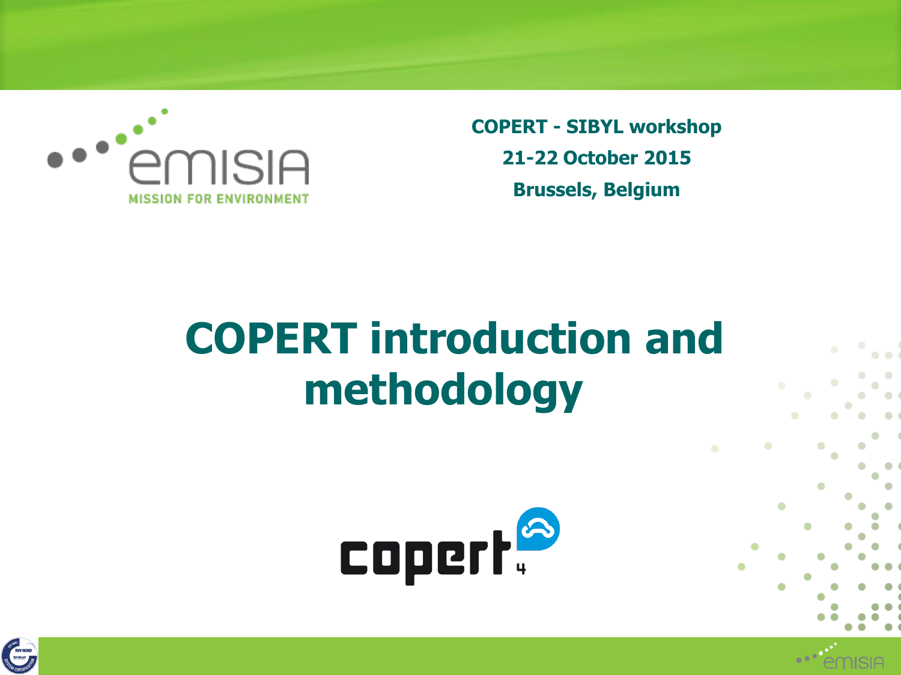COPERT - SIBYL workshop

21-22 October 2015

Brussels, Belgium

# COPERT introduction and methodology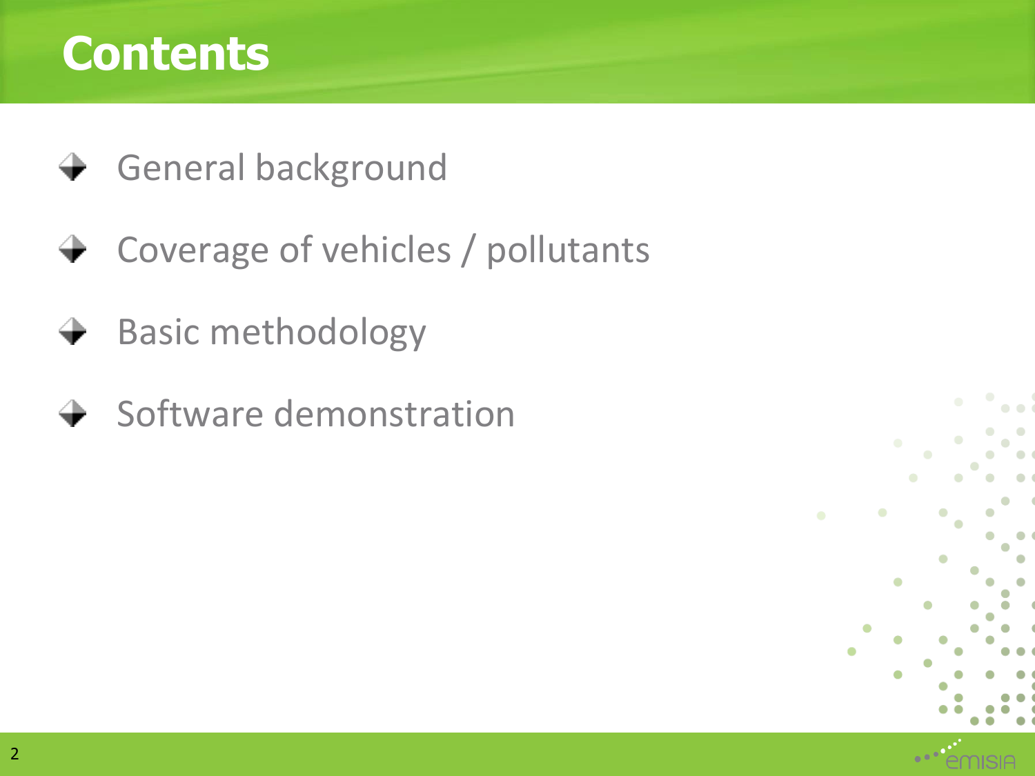# Contents

- General background
- Coverage of vehicles / pollutants
- Basic methodology
- Software demonstration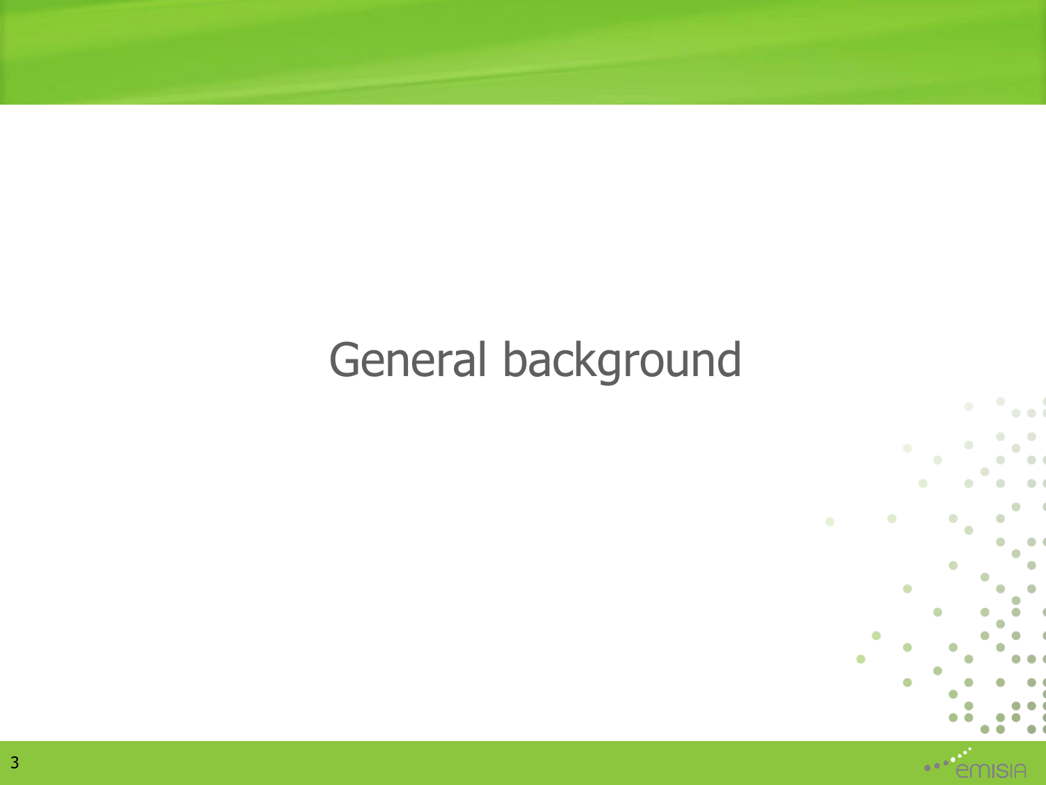# General background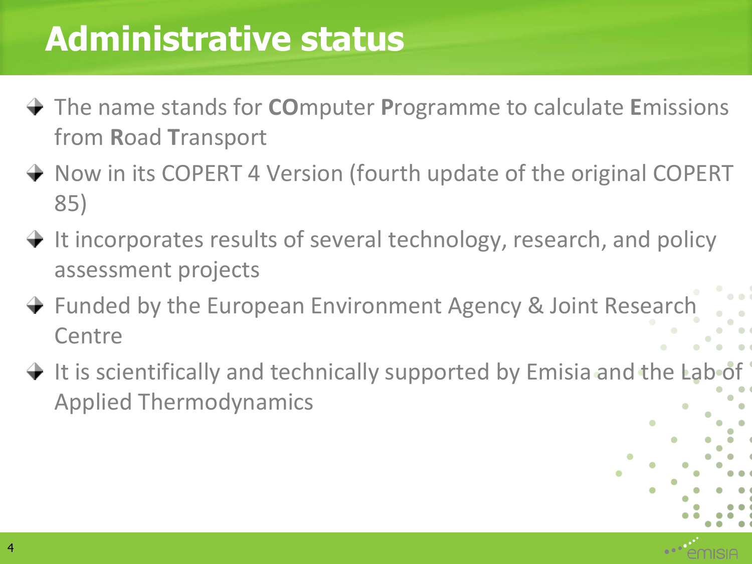# Administrative status

- The name stands for **CO**mputer **P**rogramme to calculate **E**missions from **R**oad **T**ransport
- Now in its COPERT 4 Version (fourth update of the original COPERT 85)
- It incorporates results of several technology, research, and policy assessment projects
- Funded by the European Environment Agency & Joint Research Centre
- It is scientifically and technically supported by Emisia and the Lab of Applied Thermodynamics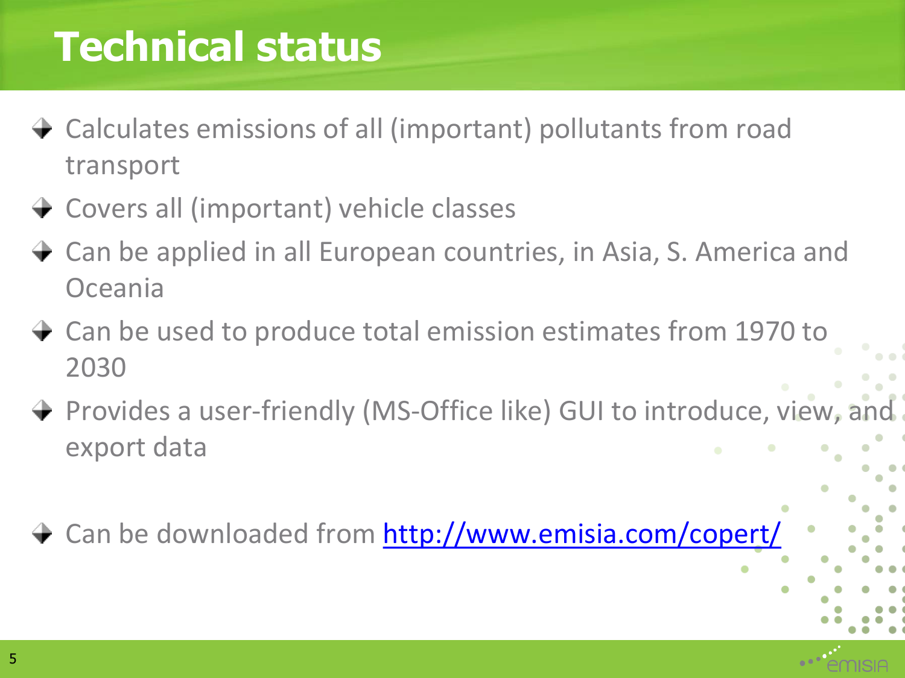# Technical status

- Calculates emissions of all (important) pollutants from road transport
- Covers all (important) vehicle classes
- Can be applied in all European countries, in Asia, S. America and Oceania
- Can be used to produce total emission estimates from 1970 to 2030
- Provides a user-friendly (MS-Office like) GUI to introduce, view, and export data

- Can be downloaded from http://www.emisia.com/copert/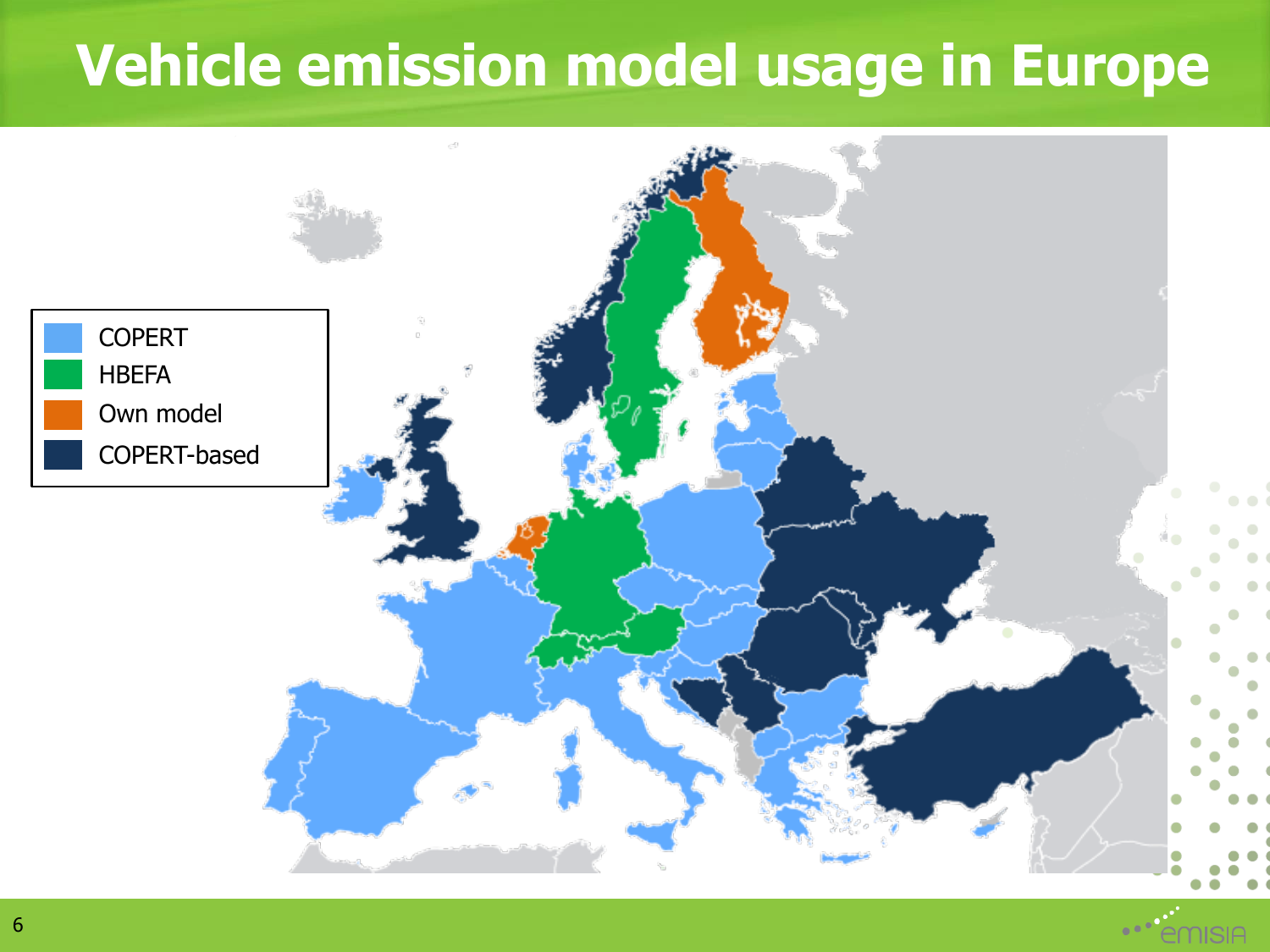# Vehicle emission model usage in Europe

- COPERT
- HBEFA
- Own model
- COPERT-based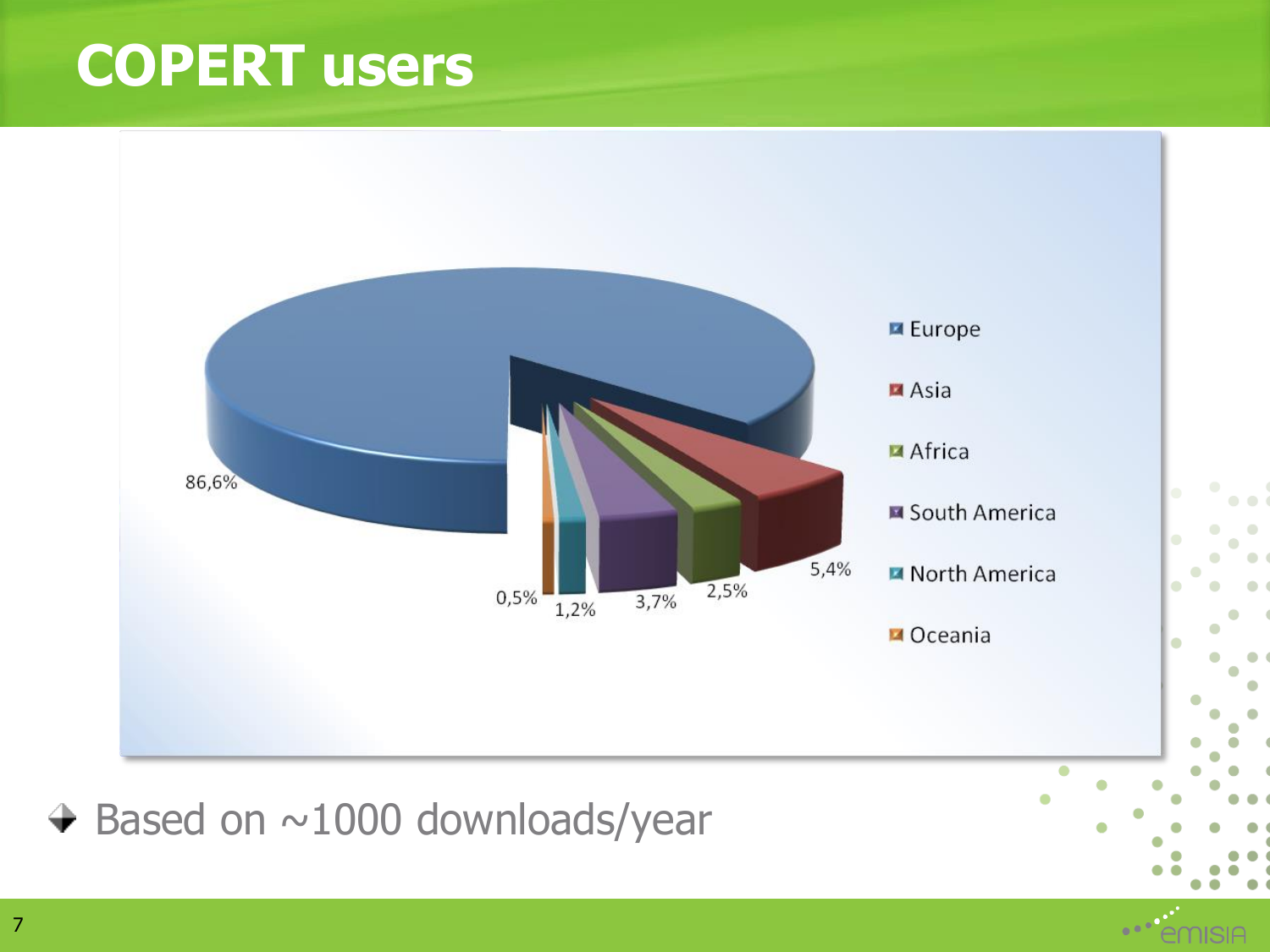# COPERT users

| Region | Share |
|---|---|
| Europe | 86,6% |
| Asia | 5,4% |
| Africa | 2,5% |
| South America | 3,7% |
| North America | 1,2% |
| Oceania | 0,5% |

- Based on ~1000 downloads/year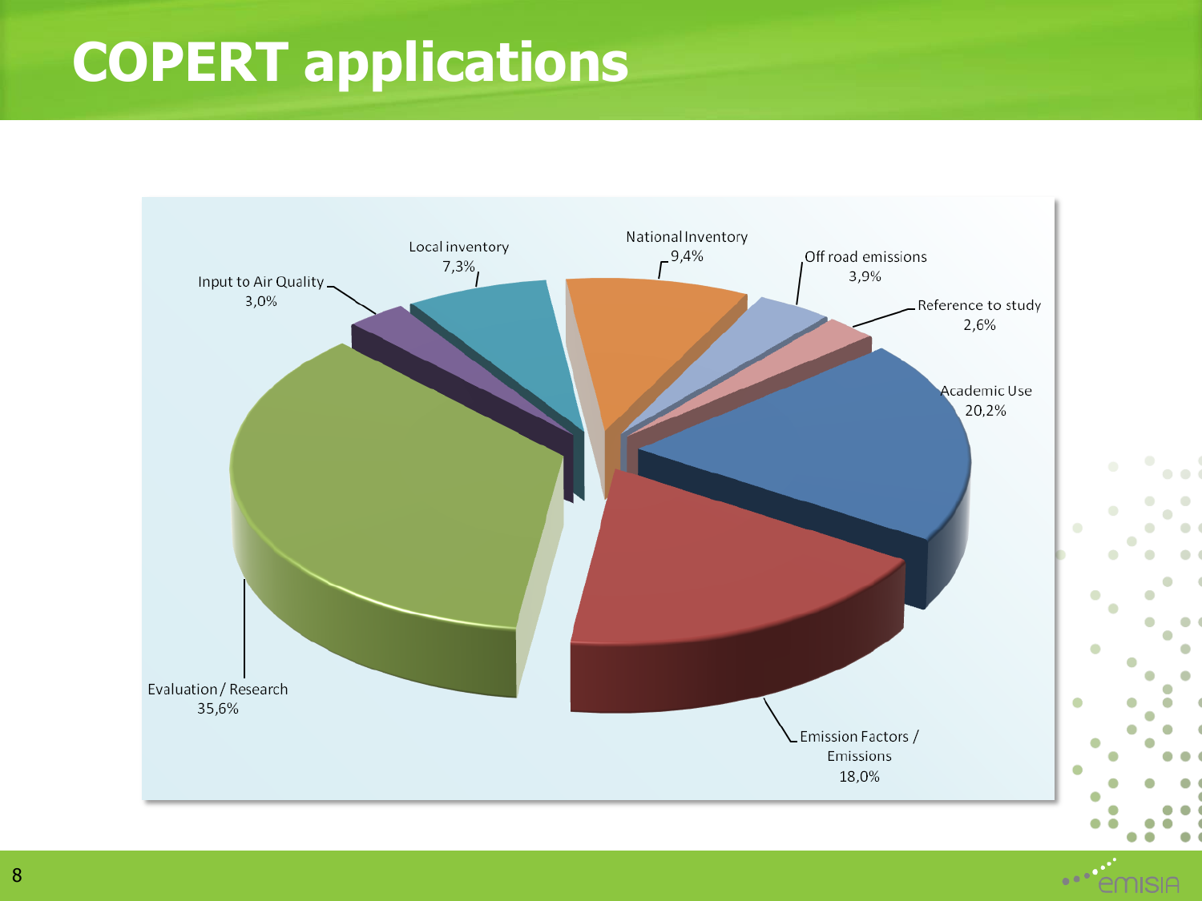# COPERT applications

| Category | Share |
| --- | --- |
| Evaluation / Research | 35,6% |
| Academic Use | 20,2% |
| Emission Factors / Emissions | 18,0% |
| National Inventory | 9,4% |
| Local inventory | 7,3% |
| Off road emissions | 3,9% |
| Input to Air Quality | 3,0% |
| Reference to study | 2,6% |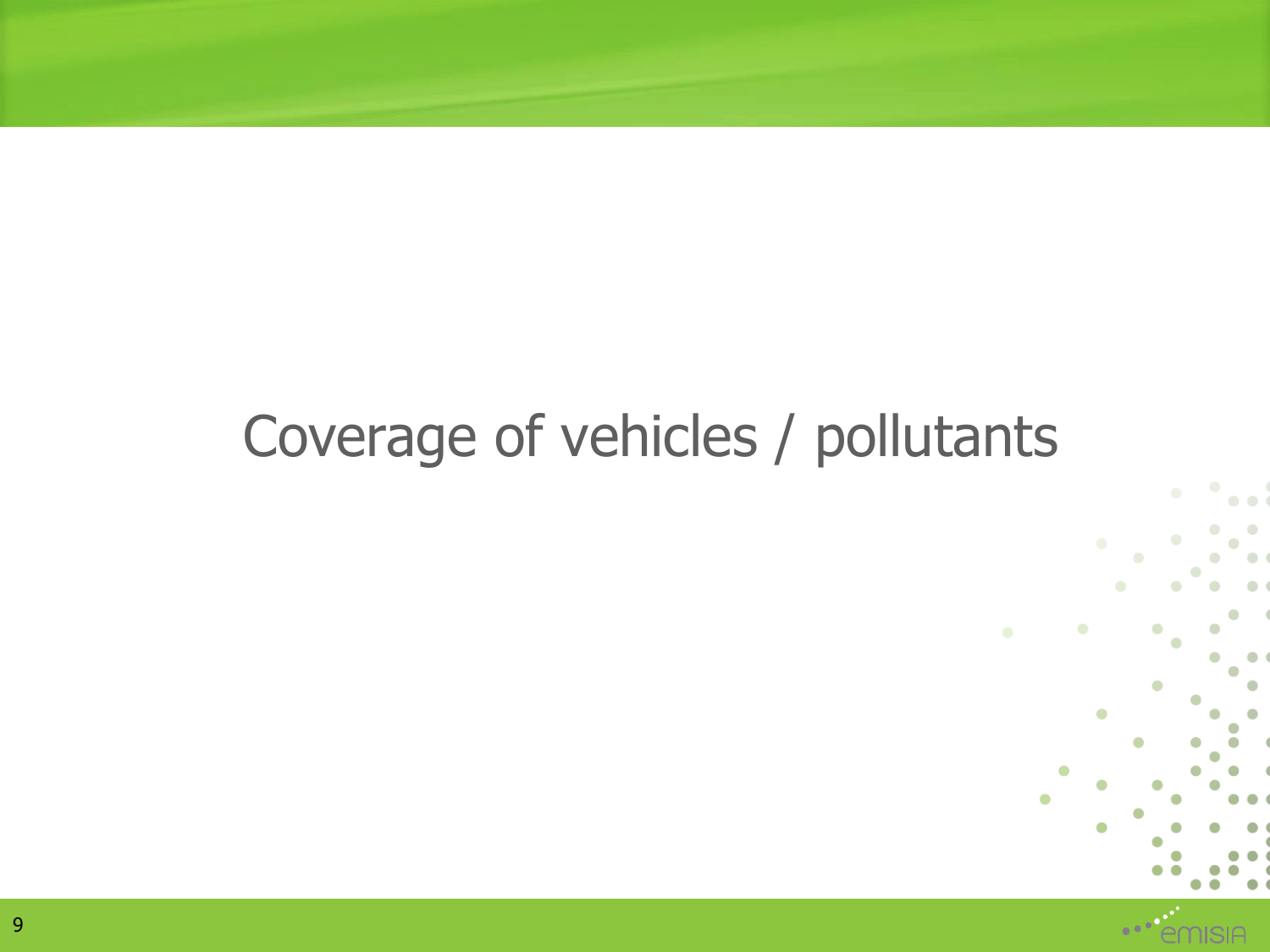# Coverage of vehicles / pollutants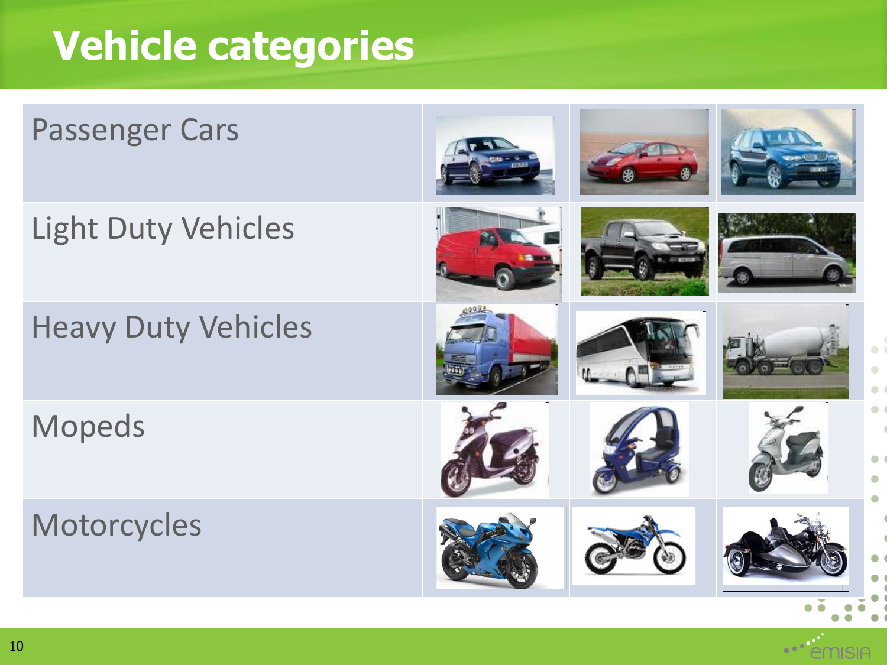# Vehicle categories

- Passenger Cars
- Light Duty Vehicles
- Heavy Duty Vehicles
- Mopeds
- Motorcycles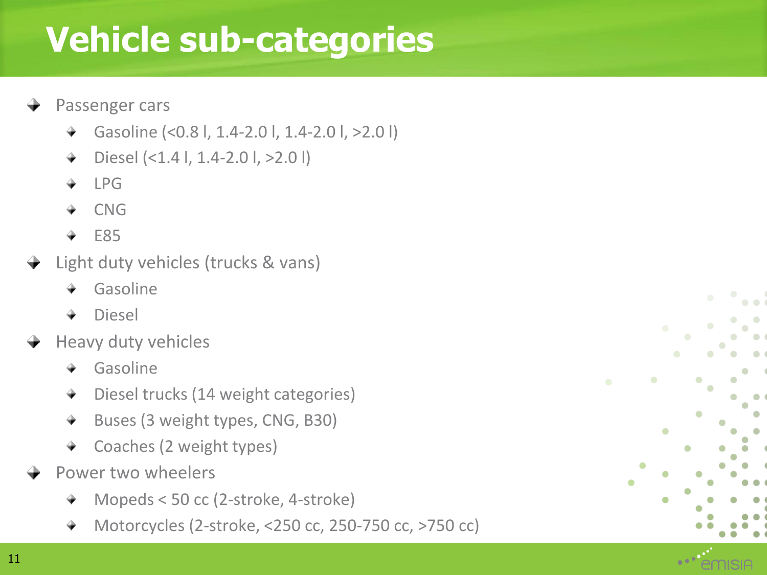# Vehicle sub-categories

- Passenger cars
  - Gasoline (<0.8 l, 1.4-2.0 l, 1.4-2.0 l, >2.0 l)
  - Diesel (<1.4 l, 1.4-2.0 l, >2.0 l)
  - LPG
  - CNG
  - E85
- Light duty vehicles (trucks & vans)
  - Gasoline
  - Diesel
- Heavy duty vehicles
  - Gasoline
  - Diesel trucks (14 weight categories)
  - Buses (3 weight types, CNG, B30)
  - Coaches (2 weight types)
- Power two wheelers
  - Mopeds < 50 cc (2-stroke, 4-stroke)
  - Motorcycles (2-stroke, <250 cc, 250-750 cc, >750 cc)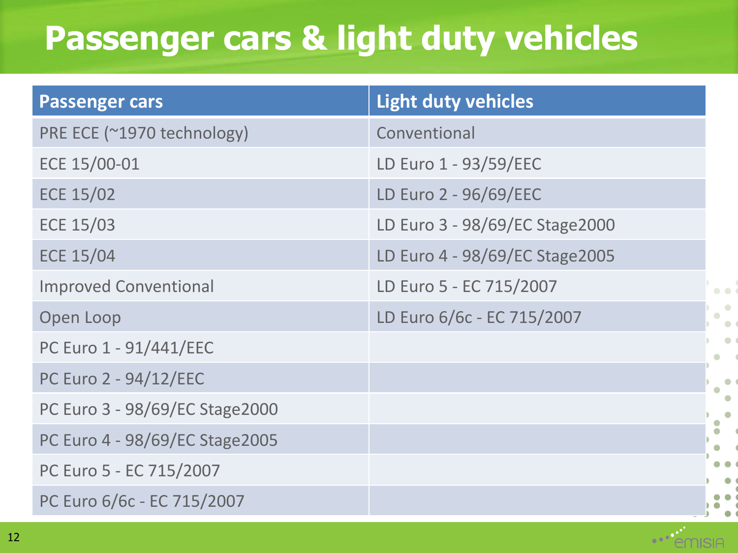# Passenger cars & light duty vehicles

| Passenger cars | Light duty vehicles |
| --- | --- |
| PRE ECE (~1970 technology) | Conventional |
| ECE 15/00-01 | LD Euro 1 - 93/59/EEC |
| ECE 15/02 | LD Euro 2 - 96/69/EEC |
| ECE 15/03 | LD Euro 3 - 98/69/EC Stage2000 |
| ECE 15/04 | LD Euro 4 - 98/69/EC Stage2005 |
| Improved Conventional | LD Euro 5 - EC 715/2007 |
| Open Loop | LD Euro 6/6c - EC 715/2007 |
| PC Euro 1 - 91/441/EEC | |
| PC Euro 2 - 94/12/EEC | |
| PC Euro 3 - 98/69/EC Stage2000 | |
| PC Euro 4 - 98/69/EC Stage2005 | |
| PC Euro 5 - EC 715/2007 | |
| PC Euro 6/6c - EC 715/2007 | |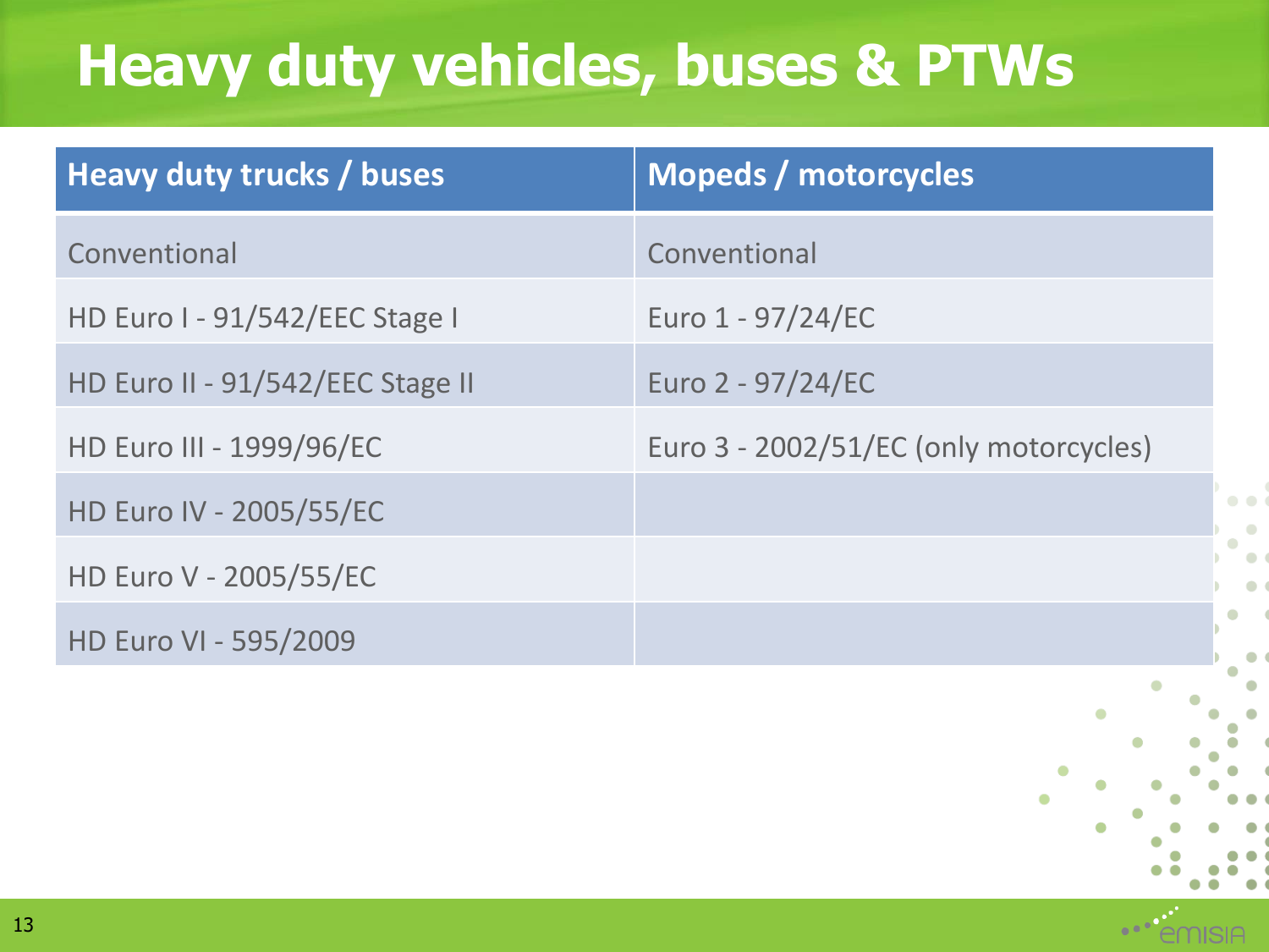# Heavy duty vehicles, buses & PTWs

| Heavy duty trucks / buses | Mopeds / motorcycles |
| --- | --- |
| Conventional | Conventional |
| HD Euro I - 91/542/EEC Stage I | Euro 1 - 97/24/EC |
| HD Euro II - 91/542/EEC Stage II | Euro 2 - 97/24/EC |
| HD Euro III - 1999/96/EC | Euro 3 - 2002/51/EC (only motorcycles) |
| HD Euro IV - 2005/55/EC | |
| HD Euro V - 2005/55/EC | |
| HD Euro VI - 595/2009 | |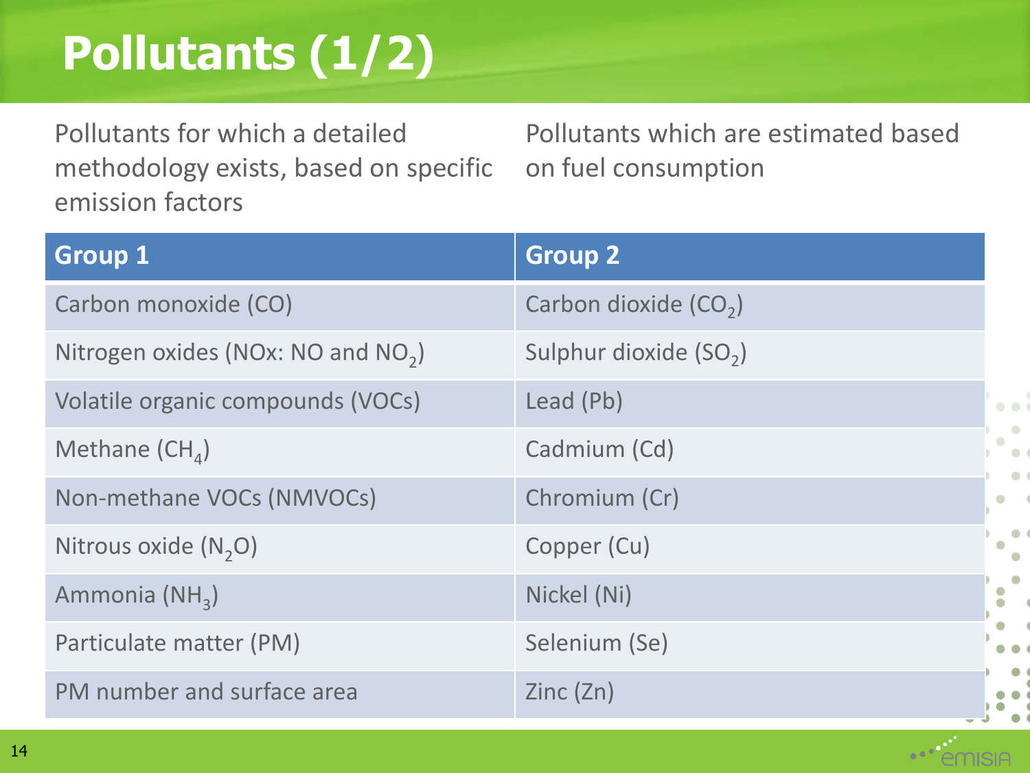# Pollutants (1/2)

Pollutants for which a detailed methodology exists, based on specific emission factors

Pollutants which are estimated based on fuel consumption

| Group 1 | Group 2 |
|---|---|
| Carbon monoxide (CO) | Carbon dioxide ($CO_2$) |
| Nitrogen oxides (NOx: NO and $NO_2$) | Sulphur dioxide ($SO_2$) |
| Volatile organic compounds (VOCs) | Lead (Pb) |
| Methane ($CH_4$) | Cadmium (Cd) |
| Non-methane VOCs (NMVOCs) | Chromium (Cr) |
| Nitrous oxide ($N_2O$) | Copper (Cu) |
| Ammonia ($NH_3$) | Nickel (Ni) |
| Particulate matter (PM) | Selenium (Se) |
| PM number and surface area | Zinc (Zn) |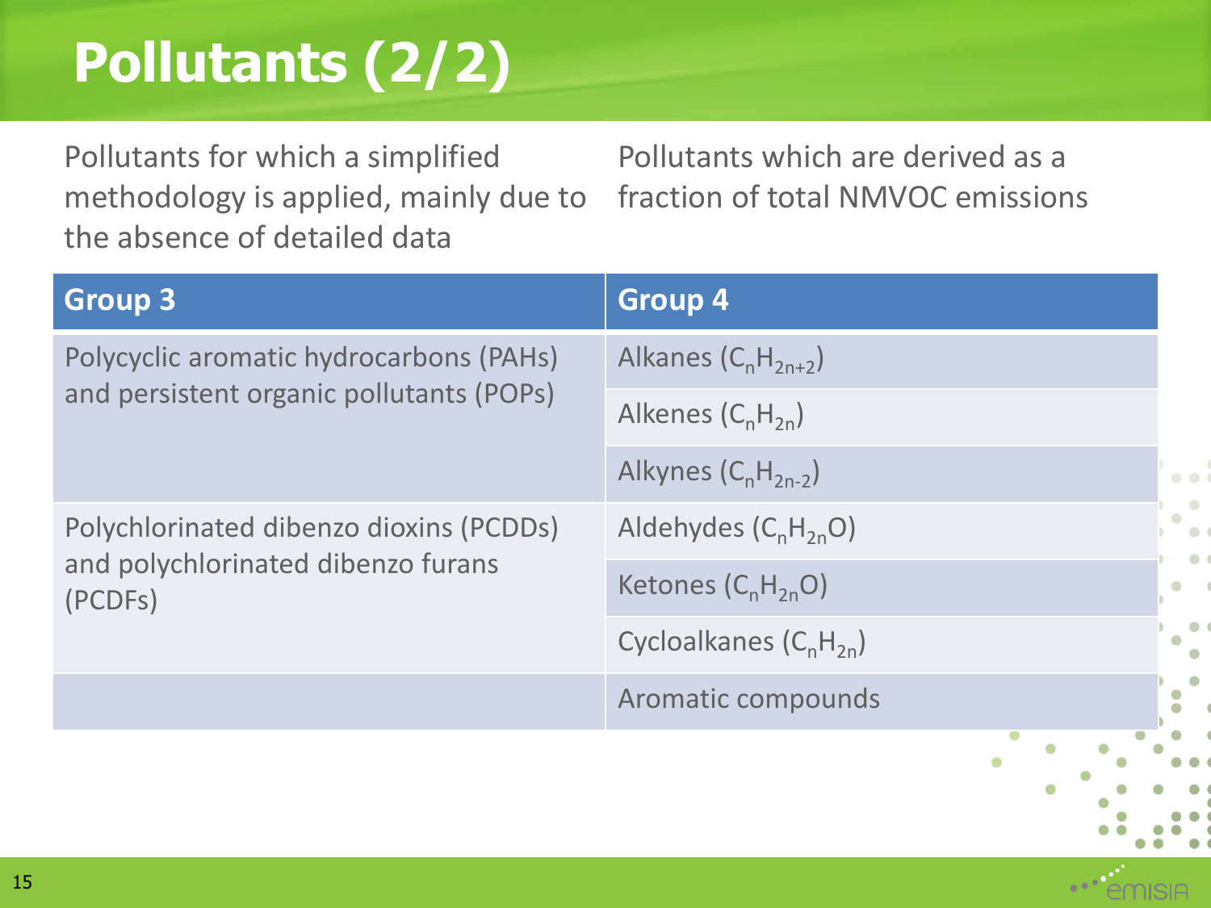# Pollutants (2/2)

Pollutants for which a simplified methodology is applied, mainly due to the absence of detailed data

Pollutants which are derived as a fraction of total NMVOC emissions

| Group 3 | Group 4 |
| --- | --- |
| Polycyclic aromatic hydrocarbons (PAHs) and persistent organic pollutants (POPs) | Alkanes ($C_nH_{2n+2}$) |
| | Alkenes ($C_nH_{2n}$) |
| | Alkynes ($C_nH_{2n-2}$) |
| Polychlorinated dibenzo dioxins (PCDDs) and polychlorinated dibenzo furans (PCDFs) | Aldehydes ($C_nH_{2n}O$) |
| | Ketones ($C_nH_{2n}O$) |
| | Cycloalkanes ($C_nH_{2n}$) |
| | Aromatic compounds |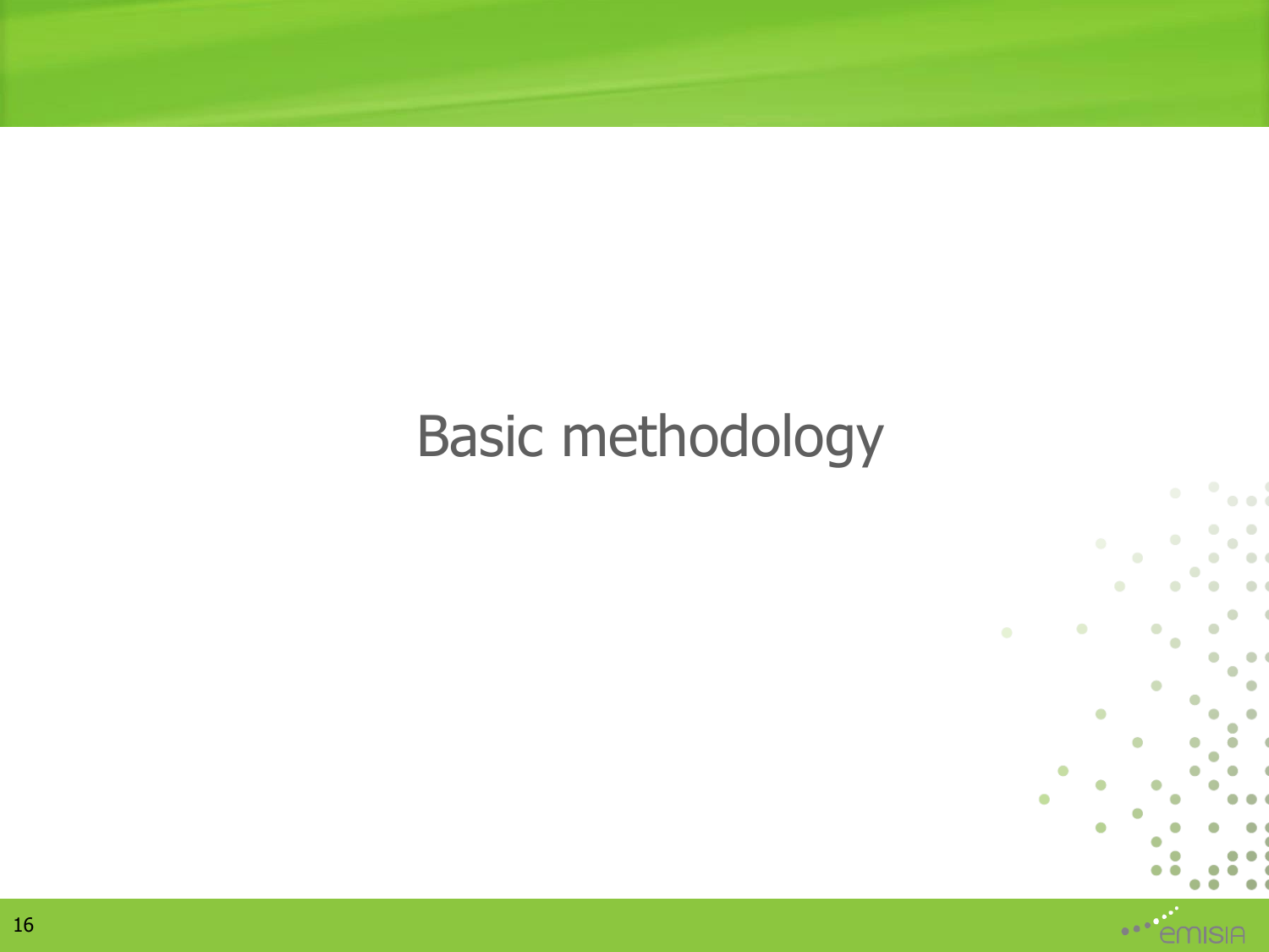# Basic methodology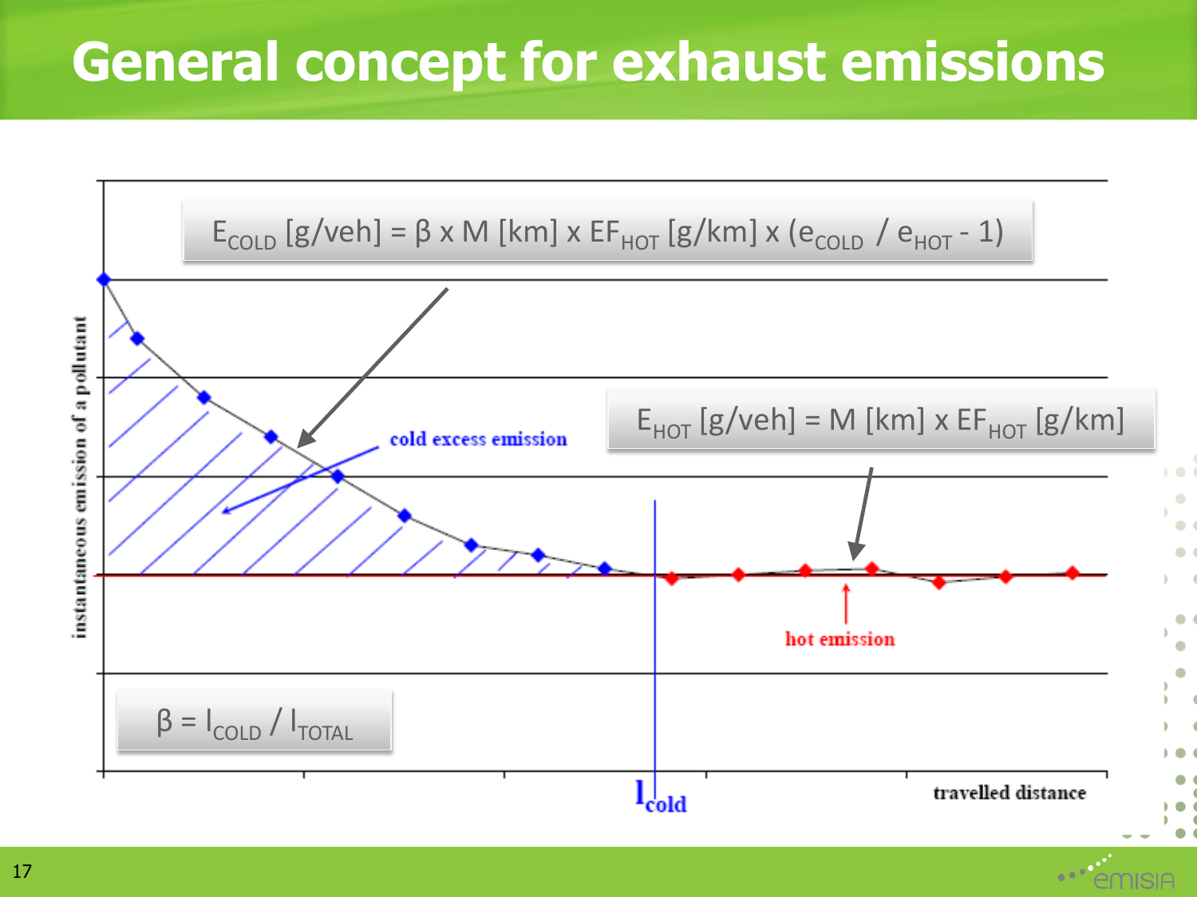# General concept for exhaust emissions

$$E_{COLD}\ [g/veh] = \beta \times M\ [km] \times EF_{HOT}\ [g/km] \times (e_{COLD} / e_{HOT} - 1)$$

$$E_{HOT}\ [g/veh] = M\ [km] \times EF_{HOT}\ [g/km]$$

$$\beta = l_{COLD} / l_{TOTAL}$$

cold excess emission

hot emission

instantaneous emission of a pollutant

travelled distance

$l_{cold}$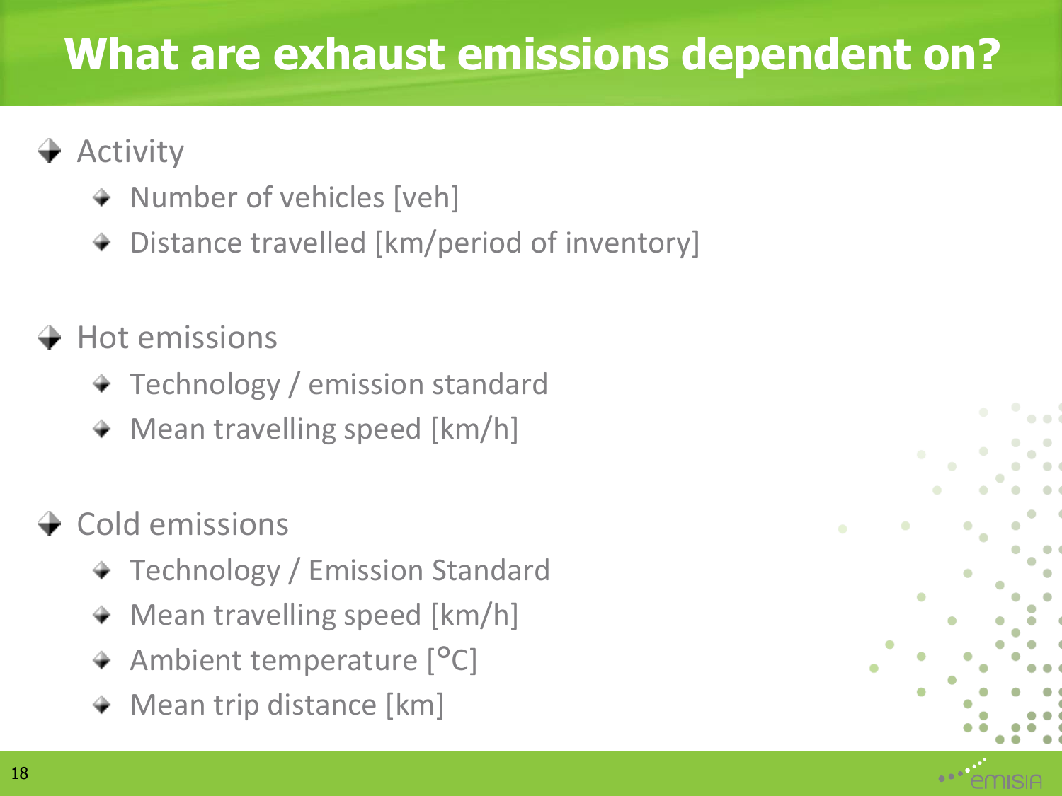# What are exhaust emissions dependent on?

- Activity
  - Number of vehicles [veh]
  - Distance travelled [km/period of inventory]

- Hot emissions
  - Technology / emission standard
  - Mean travelling speed [km/h]

- Cold emissions
  - Technology / Emission Standard
  - Mean travelling speed [km/h]
  - Ambient temperature [°C]
  - Mean trip distance [km]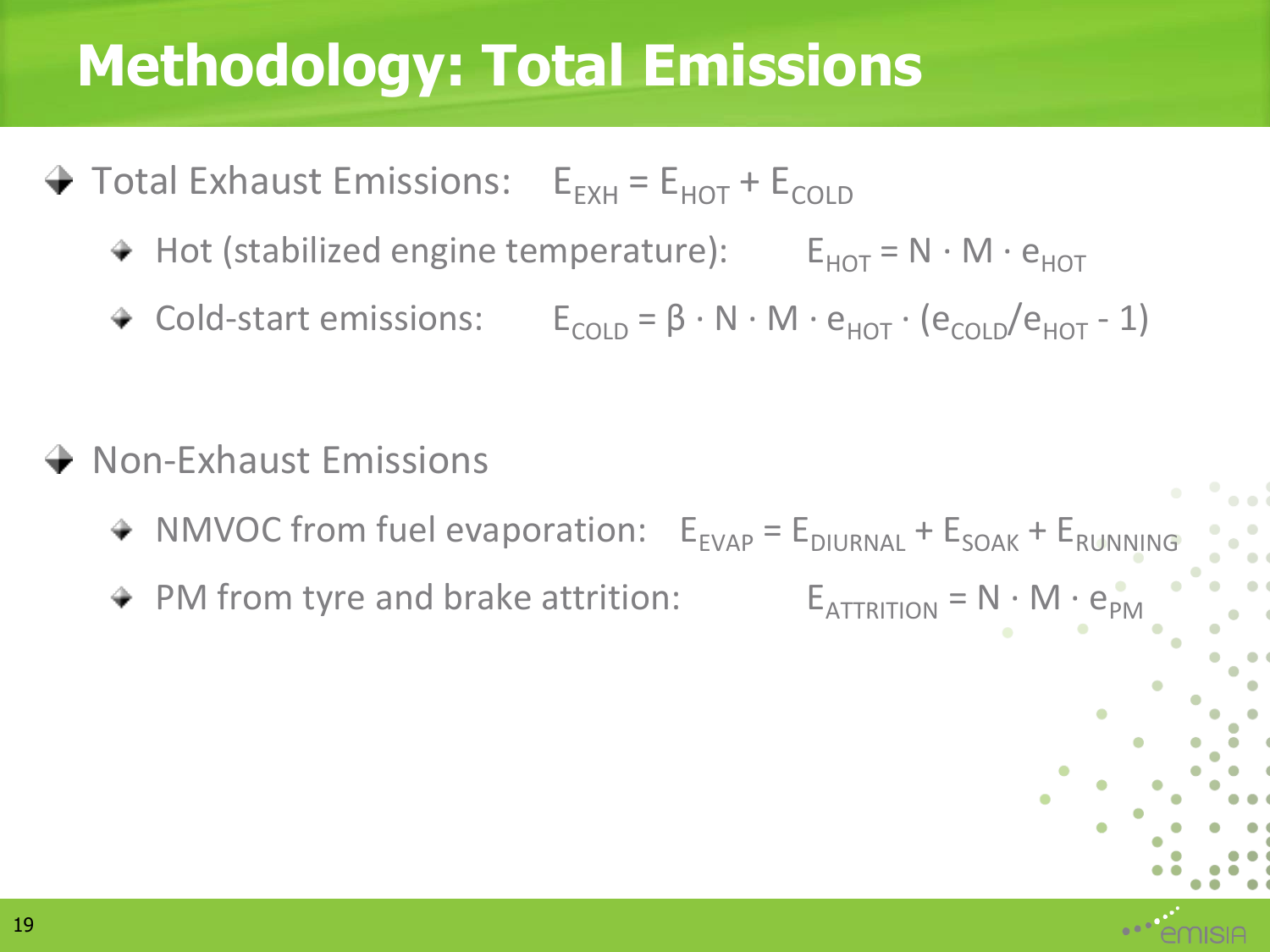# Methodology: Total Emissions

- Total Exhaust Emissions: $E_{EXH} = E_{HOT} + E_{COLD}$
  - Hot (stabilized engine temperature): $E_{HOT} = N \cdot M \cdot e_{HOT}$
  - Cold-start emissions: $E_{COLD} = \beta \cdot N \cdot M \cdot e_{HOT} \cdot (e_{COLD}/e_{HOT} - 1)$

- Non-Exhaust Emissions
  - NMVOC from fuel evaporation: $E_{EVAP} = E_{DIURNAL} + E_{SOAK} + E_{RUNNING}$
  - PM from tyre and brake attrition: $E_{ATTRITION} = N \cdot M \cdot e_{PM}$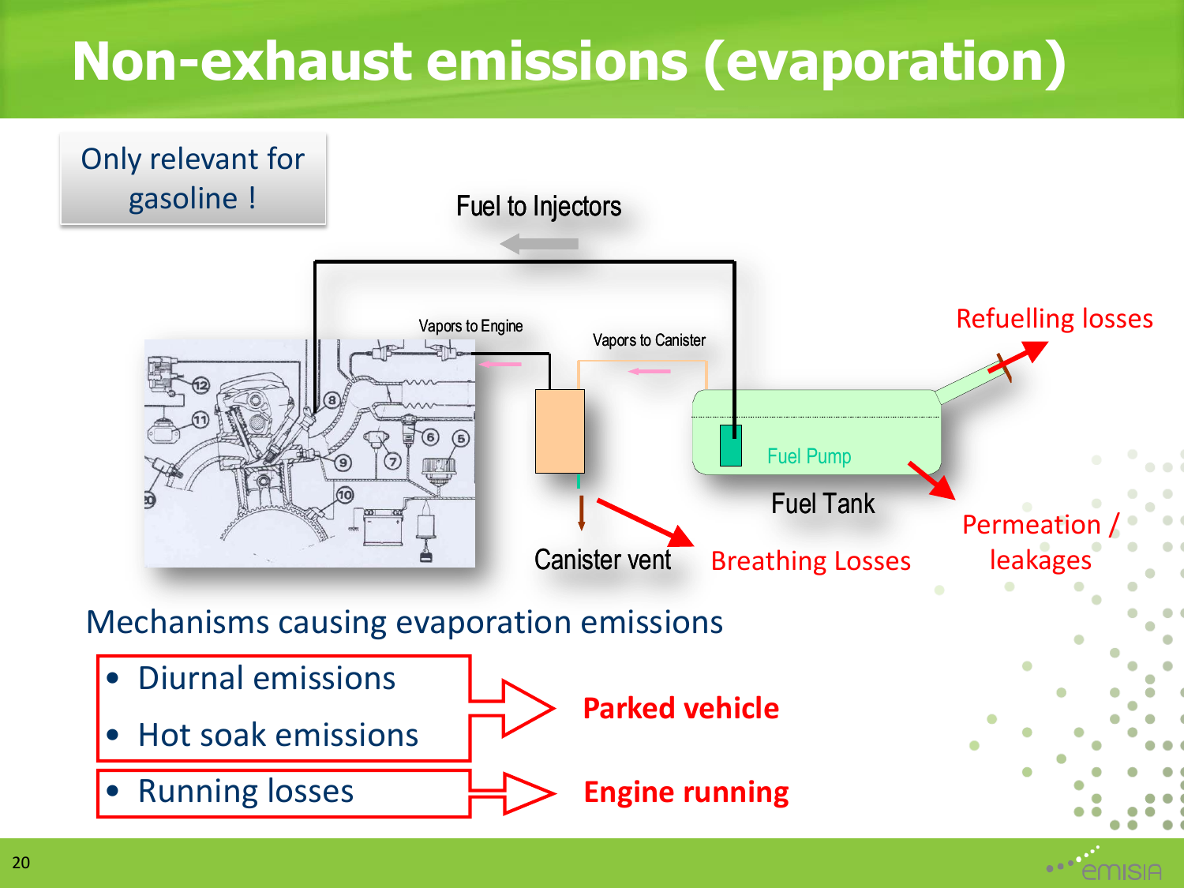# Non-exhaust emissions (evaporation)

Only relevant for gasoline !

Fuel to Injectors

Vapors to Engine

Vapors to Canister

Refuelling losses

Fuel Pump

Fuel Tank

Canister vent

Breathing Losses

Permeation / leakages

Mechanisms causing evaporation emissions

- Diurnal emissions
- Hot soak emissions

→ **Parked vehicle**

- Running losses

→ **Engine running**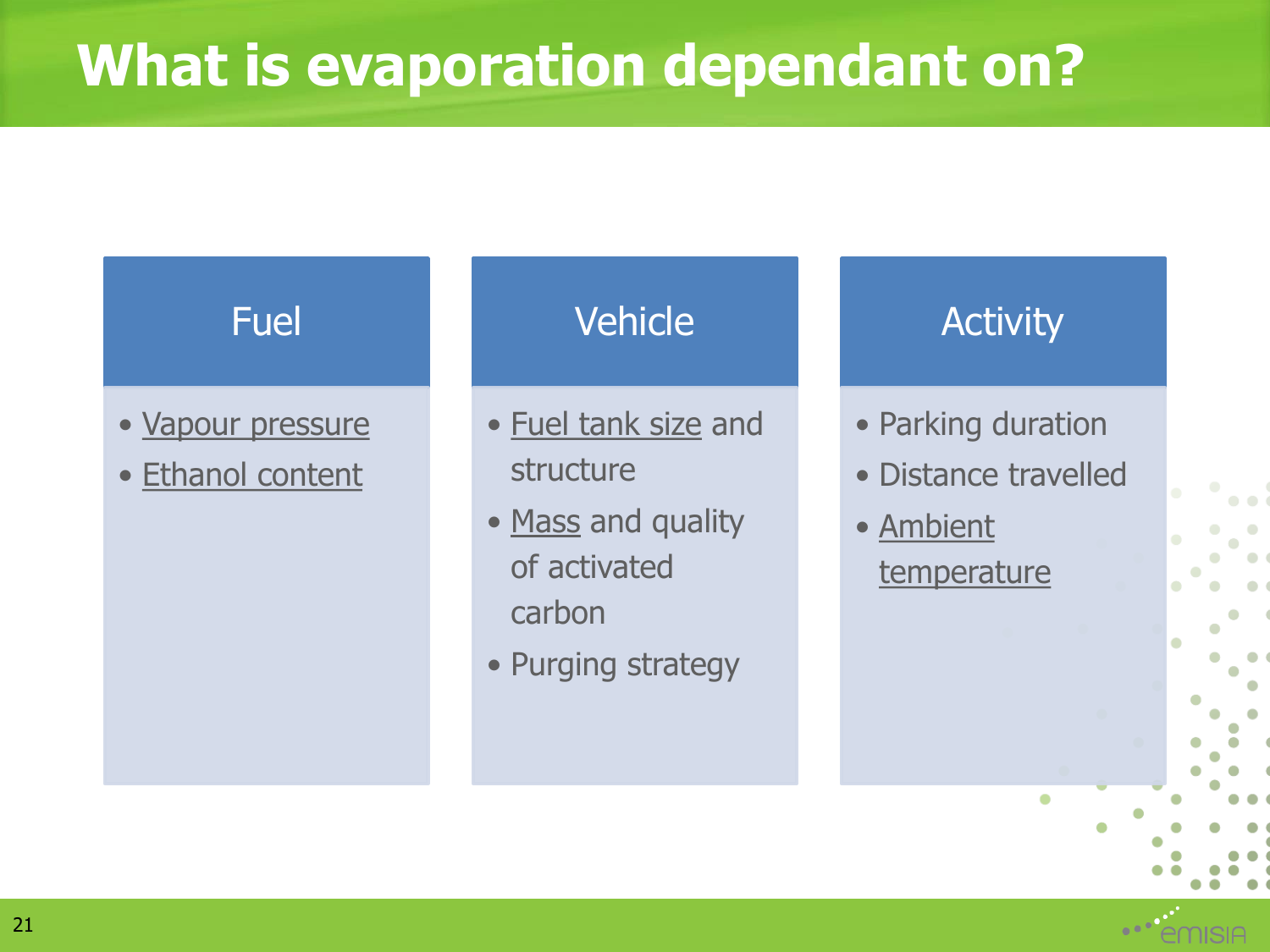# What is evaporation dependant on?

## Fuel

- Vapour pressure
- Ethanol content

## Vehicle

- Fuel tank size and structure
- Mass and quality of activated carbon
- Purging strategy

## Activity

- Parking duration
- Distance travelled
- Ambient temperature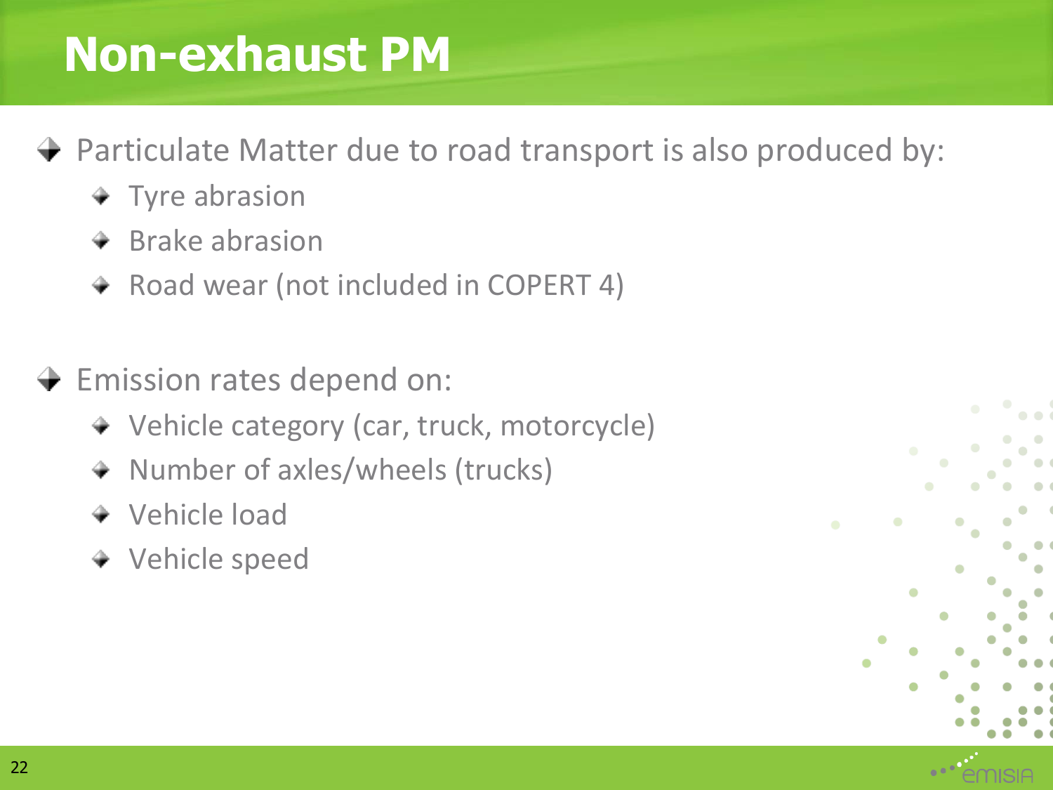# Non-exhaust PM

- Particulate Matter due to road transport is also produced by:
  - Tyre abrasion
  - Brake abrasion
  - Road wear (not included in COPERT 4)

- Emission rates depend on:
  - Vehicle category (car, truck, motorcycle)
  - Number of axles/wheels (trucks)
  - Vehicle load
  - Vehicle speed